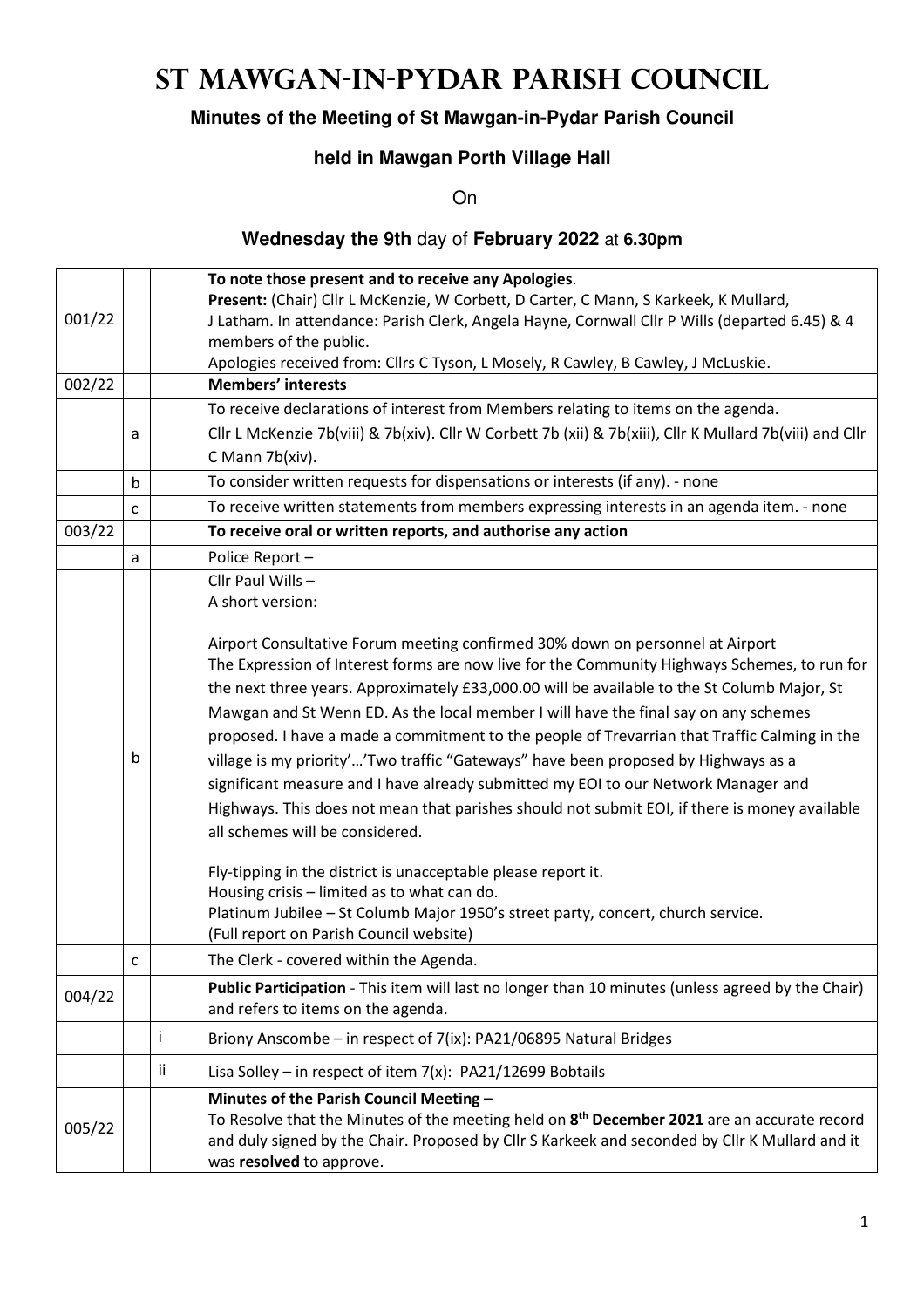# St Mawgan-in-Pydar Parish Council

**Minutes of the Meeting of St Mawgan-in-Pydar Parish Council**

**held in Mawgan Porth Village Hall**

On

**Wednesday the 9th** day of **February 2022** at **6.30pm**

| | | | |
|---|---|---|---|
| 001/22 | | | **To note those present and to receive any Apologies**.<br>**Present:** (Chair) Cllr L McKenzie, W Corbett, D Carter, C Mann, S Karkeek, K Mullard, J Latham. In attendance: Parish Clerk, Angela Hayne, Cornwall Cllr P Wills (departed 6.45) & 4 members of the public.<br>Apologies received from: Cllrs C Tyson, L Mosely, R Cawley, B Cawley, J McLuskie. |
| 002/22 | | | **Members' interests** |
| | a | | To receive declarations of interest from Members relating to items on the agenda.<br>Cllr L McKenzie 7b(viii) & 7b(xiv). Cllr W Corbett 7b (xii) & 7b(xiii), Cllr K Mullard 7b(viii) and Cllr C Mann 7b(xiv). |
| | b | | To consider written requests for dispensations or interests (if any). - none |
| | c | | To receive written statements from members expressing interests in an agenda item. - none |
| 003/22 | | | **To receive oral or written reports, and authorise any action** |
| | a | | Police Report – |
| | b | | Cllr Paul Wills –<br>A short version:<br><br>Airport Consultative Forum meeting confirmed 30% down on personnel at Airport<br>The Expression of Interest forms are now live for the Community Highways Schemes, to run for the next three years. Approximately £33,000.00 will be available to the St Columb Major, St Mawgan and St Wenn ED. As the local member I will have the final say on any schemes proposed. I have a made a commitment to the people of Trevarrian that Traffic Calming in the village is my priority'…'Two traffic "Gateways" have been proposed by Highways as a significant measure and I have already submitted my EOI to our Network Manager and Highways. This does not mean that parishes should not submit EOI, if there is money available all schemes will be considered.<br><br>Fly-tipping in the district is unacceptable please report it.<br>Housing crisis – limited as to what can do.<br>Platinum Jubilee – St Columb Major 1950's street party, concert, church service.<br>(Full report on Parish Council website) |
| | c | | The Clerk - covered within the Agenda. |
| 004/22 | | | **Public Participation** - This item will last no longer than 10 minutes (unless agreed by the Chair) and refers to items on the agenda. |
| | | i | Briony Anscombe – in respect of 7(ix): PA21/06895 Natural Bridges |
| | | ii | Lisa Solley – in respect of item 7(x): PA21/12699 Bobtails |
| 005/22 | | | **Minutes of the Parish Council Meeting –**<br>To Resolve that the Minutes of the meeting held on **8th December 2021** are an accurate record and duly signed by the Chair. Proposed by Cllr S Karkeek and seconded by Cllr K Mullard and it was **resolved** to approve. |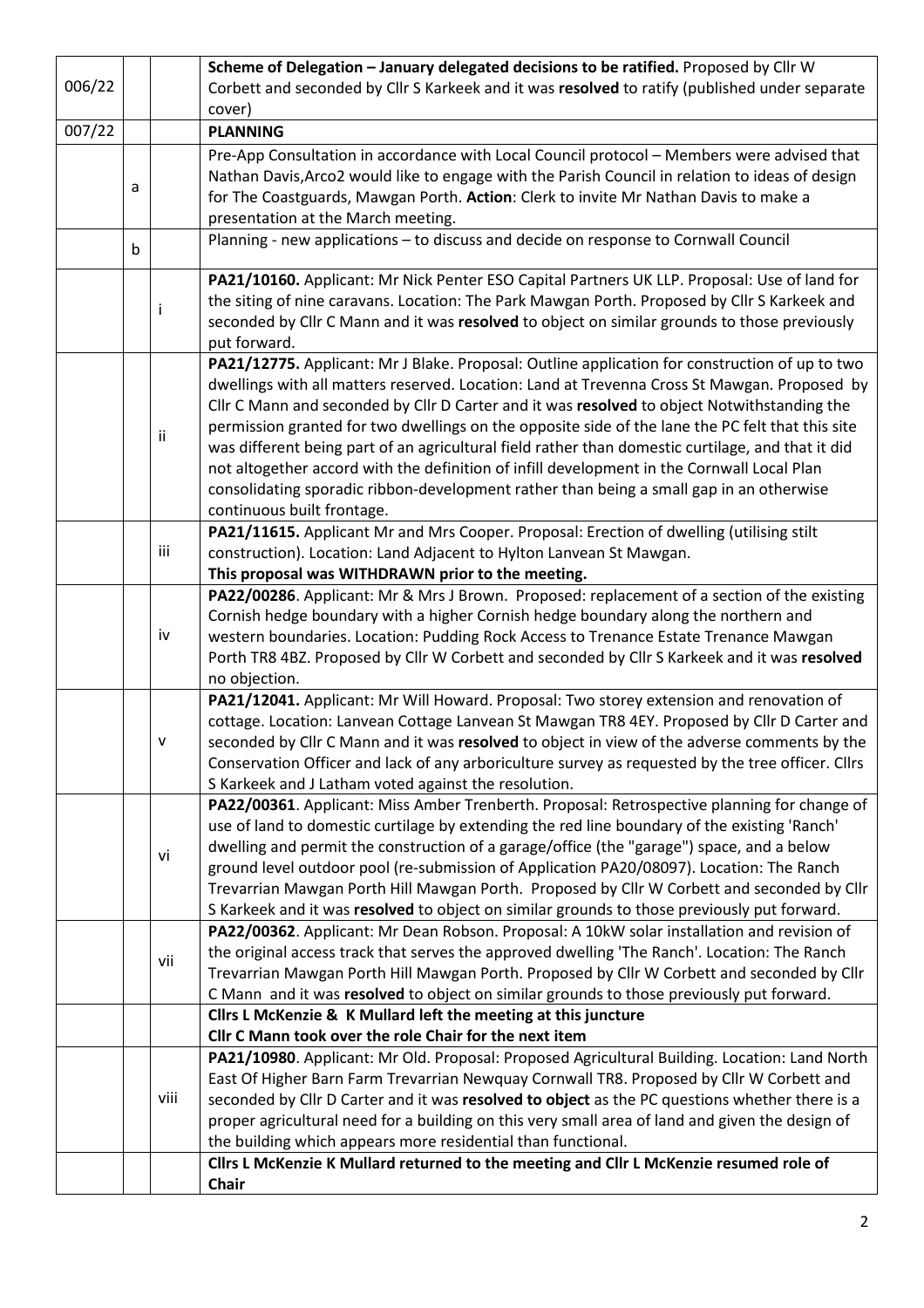| | | | |
|---|---|---|---|
| 006/22 | | | **Scheme of Delegation – January delegated decisions to be ratified.** Proposed by Cllr W Corbett and seconded by Cllr S Karkeek and it was **resolved** to ratify (published under separate cover) |
| 007/22 | | | **PLANNING** |
| | a | | Pre-App Consultation in accordance with Local Council protocol – Members were advised that Nathan Davis,Arco2 would like to engage with the Parish Council in relation to ideas of design for The Coastguards, Mawgan Porth. **Action**: Clerk to invite Mr Nathan Davis to make a presentation at the March meeting. |
| | b | | Planning - new applications – to discuss and decide on response to Cornwall Council |
| | | i | **PA21/10160.** Applicant: Mr Nick Penter ESO Capital Partners UK LLP. Proposal: Use of land for the siting of nine caravans. Location: The Park Mawgan Porth. Proposed by Cllr S Karkeek and seconded by Cllr C Mann and it was **resolved** to object on similar grounds to those previously put forward. |
| | | ii | **PA21/12775.** Applicant: Mr J Blake. Proposal: Outline application for construction of up to two dwellings with all matters reserved. Location: Land at Trevenna Cross St Mawgan. Proposed by Cllr C Mann and seconded by Cllr D Carter and it was **resolved** to object Notwithstanding the permission granted for two dwellings on the opposite side of the lane the PC felt that this site was different being part of an agricultural field rather than domestic curtilage, and that it did not altogether accord with the definition of infill development in the Cornwall Local Plan consolidating sporadic ribbon-development rather than being a small gap in an otherwise continuous built frontage. |
| | | iii | **PA21/11615.** Applicant Mr and Mrs Cooper. Proposal: Erection of dwelling (utilising stilt construction). Location: Land Adjacent to Hylton Lanvean St Mawgan. **This proposal was WITHDRAWN prior to the meeting.** |
| | | iv | **PA22/00286**. Applicant: Mr & Mrs J Brown. Proposed: replacement of a section of the existing Cornish hedge boundary with a higher Cornish hedge boundary along the northern and western boundaries. Location: Pudding Rock Access to Trenance Estate Trenance Mawgan Porth TR8 4BZ. Proposed by Cllr W Corbett and seconded by Cllr S Karkeek and it was **resolved** no objection. |
| | | v | **PA21/12041.** Applicant: Mr Will Howard. Proposal: Two storey extension and renovation of cottage. Location: Lanvean Cottage Lanvean St Mawgan TR8 4EY. Proposed by Cllr D Carter and seconded by Cllr C Mann and it was **resolved** to object in view of the adverse comments by the Conservation Officer and lack of any arboriculture survey as requested by the tree officer. Cllrs S Karkeek and J Latham voted against the resolution. |
| | | vi | **PA22/00361**. Applicant: Miss Amber Trenberth. Proposal: Retrospective planning for change of use of land to domestic curtilage by extending the red line boundary of the existing 'Ranch' dwelling and permit the construction of a garage/office (the "garage") space, and a below ground level outdoor pool (re-submission of Application PA20/08097). Location: The Ranch Trevarrian Mawgan Porth Hill Mawgan Porth. Proposed by Cllr W Corbett and seconded by Cllr S Karkeek and it was **resolved** to object on similar grounds to those previously put forward. |
| | | vii | **PA22/00362**. Applicant: Mr Dean Robson. Proposal: A 10kW solar installation and revision of the original access track that serves the approved dwelling 'The Ranch'. Location: The Ranch Trevarrian Mawgan Porth Hill Mawgan Porth. Proposed by Cllr W Corbett and seconded by Cllr C Mann and it was **resolved** to object on similar grounds to those previously put forward. |
| | | | **Cllrs L McKenzie & K Mullard left the meeting at this juncture**<br>**Cllr C Mann took over the role Chair for the next item** |
| | | viii | **PA21/10980**. Applicant: Mr Old. Proposal: Proposed Agricultural Building. Location: Land North East Of Higher Barn Farm Trevarrian Newquay Cornwall TR8. Proposed by Cllr W Corbett and seconded by Cllr D Carter and it was **resolved to object** as the PC questions whether there is a proper agricultural need for a building on this very small area of land and given the design of the building which appears more residential than functional. |
| | | | **Cllrs L McKenzie K Mullard returned to the meeting and Cllr L McKenzie resumed role of Chair** |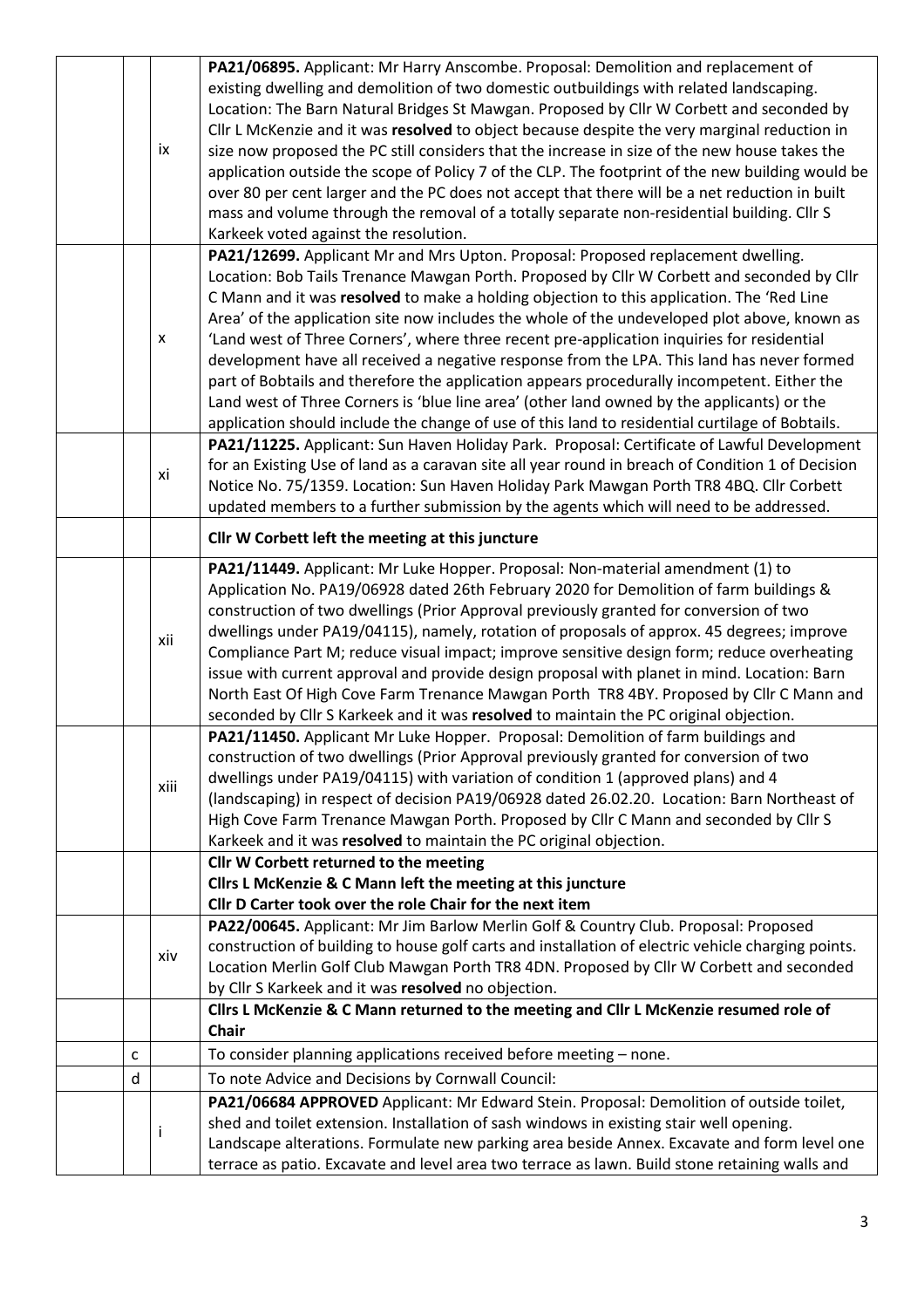| | | | |
|---|---|---|---|
| | | ix | **PA21/06895.** Applicant: Mr Harry Anscombe. Proposal: Demolition and replacement of existing dwelling and demolition of two domestic outbuildings with related landscaping. Location: The Barn Natural Bridges St Mawgan. Proposed by Cllr W Corbett and seconded by Cllr L McKenzie and it was **resolved** to object because despite the very marginal reduction in size now proposed the PC still considers that the increase in size of the new house takes the application outside the scope of Policy 7 of the CLP. The footprint of the new building would be over 80 per cent larger and the PC does not accept that there will be a net reduction in built mass and volume through the removal of a totally separate non-residential building. Cllr S Karkeek voted against the resolution. |
| | | x | **PA21/12699.** Applicant Mr and Mrs Upton. Proposal: Proposed replacement dwelling. Location: Bob Tails Trenance Mawgan Porth. Proposed by Cllr W Corbett and seconded by Cllr C Mann and it was **resolved** to make a holding objection to this application. The 'Red Line Area' of the application site now includes the whole of the undeveloped plot above, known as 'Land west of Three Corners', where three recent pre-application inquiries for residential development have all received a negative response from the LPA. This land has never formed part of Bobtails and therefore the application appears procedurally incompetent. Either the Land west of Three Corners is 'blue line area' (other land owned by the applicants) or the application should include the change of use of this land to residential curtilage of Bobtails. |
| | | xi | **PA21/11225.** Applicant: Sun Haven Holiday Park. Proposal: Certificate of Lawful Development for an Existing Use of land as a caravan site all year round in breach of Condition 1 of Decision Notice No. 75/1359. Location: Sun Haven Holiday Park Mawgan Porth TR8 4BQ. Cllr Corbett updated members to a further submission by the agents which will need to be addressed. |
| | | | **Cllr W Corbett left the meeting at this juncture** |
| | | xii | **PA21/11449.** Applicant: Mr Luke Hopper. Proposal: Non-material amendment (1) to Application No. PA19/06928 dated 26th February 2020 for Demolition of farm buildings & construction of two dwellings (Prior Approval previously granted for conversion of two dwellings under PA19/04115), namely, rotation of proposals of approx. 45 degrees; improve Compliance Part M; reduce visual impact; improve sensitive design form; reduce overheating issue with current approval and provide design proposal with planet in mind. Location: Barn North East Of High Cove Farm Trenance Mawgan Porth TR8 4BY. Proposed by Cllr C Mann and seconded by Cllr S Karkeek and it was **resolved** to maintain the PC original objection. |
| | | xiii | **PA21/11450.** Applicant Mr Luke Hopper. Proposal: Demolition of farm buildings and construction of two dwellings (Prior Approval previously granted for conversion of two dwellings under PA19/04115) with variation of condition 1 (approved plans) and 4 (landscaping) in respect of decision PA19/06928 dated 26.02.20. Location: Barn Northeast of High Cove Farm Trenance Mawgan Porth. Proposed by Cllr C Mann and seconded by Cllr S Karkeek and it was **resolved** to maintain the PC original objection. |
| | | | **Cllr W Corbett returned to the meeting**<br>**Cllrs L McKenzie & C Mann left the meeting at this juncture**<br>**Cllr D Carter took over the role Chair for the next item** |
| | | xiv | **PA22/00645.** Applicant: Mr Jim Barlow Merlin Golf & Country Club. Proposal: Proposed construction of building to house golf carts and installation of electric vehicle charging points. Location Merlin Golf Club Mawgan Porth TR8 4DN. Proposed by Cllr W Corbett and seconded by Cllr S Karkeek and it was **resolved** no objection. |
| | | | **Cllrs L McKenzie & C Mann returned to the meeting and Cllr L McKenzie resumed role of Chair** |
| | c | | To consider planning applications received before meeting – none. |
| | d | | To note Advice and Decisions by Cornwall Council: |
| | | i | **PA21/06684 APPROVED** Applicant: Mr Edward Stein. Proposal: Demolition of outside toilet, shed and toilet extension. Installation of sash windows in existing stair well opening. Landscape alterations. Formulate new parking area beside Annex. Excavate and form level one terrace as patio. Excavate and level area two terrace as lawn. Build stone retaining walls and |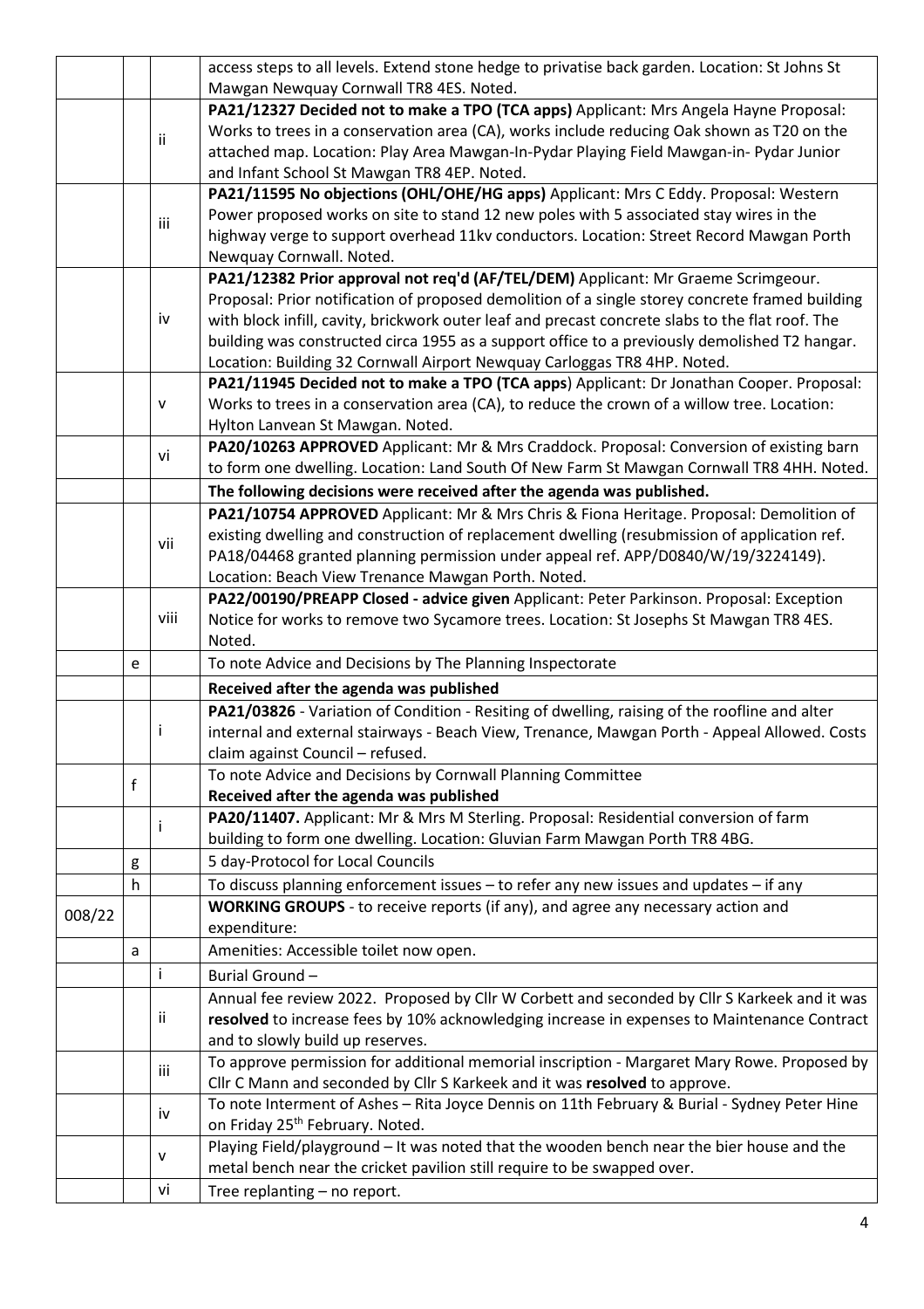| | | | |
|---|---|---|---|
| | | | access steps to all levels. Extend stone hedge to privatise back garden. Location: St Johns St Mawgan Newquay Cornwall TR8 4ES. Noted. |
| | | ii | **PA21/12327 Decided not to make a TPO (TCA apps)** Applicant: Mrs Angela Hayne Proposal: Works to trees in a conservation area (CA), works include reducing Oak shown as T20 on the attached map. Location: Play Area Mawgan-In-Pydar Playing Field Mawgan-in- Pydar Junior and Infant School St Mawgan TR8 4EP. Noted. |
| | | iii | **PA21/11595 No objections (OHL/OHE/HG apps)** Applicant: Mrs C Eddy. Proposal: Western Power proposed works on site to stand 12 new poles with 5 associated stay wires in the highway verge to support overhead 11kv conductors. Location: Street Record Mawgan Porth Newquay Cornwall. Noted. |
| | | iv | **PA21/12382 Prior approval not req'd (AF/TEL/DEM)** Applicant: Mr Graeme Scrimgeour. Proposal: Prior notification of proposed demolition of a single storey concrete framed building with block infill, cavity, brickwork outer leaf and precast concrete slabs to the flat roof. The building was constructed circa 1955 as a support office to a previously demolished T2 hangar. Location: Building 32 Cornwall Airport Newquay Carloggas TR8 4HP. Noted. |
| | | v | **PA21/11945 Decided not to make a TPO (TCA apps)** Applicant: Dr Jonathan Cooper. Proposal: Works to trees in a conservation area (CA), to reduce the crown of a willow tree. Location: Hylton Lanvean St Mawgan. Noted. |
| | | vi | **PA20/10263 APPROVED** Applicant: Mr & Mrs Craddock. Proposal: Conversion of existing barn to form one dwelling. Location: Land South Of New Farm St Mawgan Cornwall TR8 4HH. Noted. |
| | | | **The following decisions were received after the agenda was published.** |
| | | vii | **PA21/10754 APPROVED** Applicant: Mr & Mrs Chris & Fiona Heritage. Proposal: Demolition of existing dwelling and construction of replacement dwelling (resubmission of application ref. PA18/04468 granted planning permission under appeal ref. APP/D0840/W/19/3224149). Location: Beach View Trenance Mawgan Porth. Noted. |
| | | viii | **PA22/00190/PREAPP Closed - advice given** Applicant: Peter Parkinson. Proposal: Exception Notice for works to remove two Sycamore trees. Location: St Josephs St Mawgan TR8 4ES. Noted. |
| | e | | To note Advice and Decisions by The Planning Inspectorate |
| | | | **Received after the agenda was published** |
| | | i | **PA21/03826** - Variation of Condition - Resiting of dwelling, raising of the roofline and alter internal and external stairways - Beach View, Trenance, Mawgan Porth - Appeal Allowed. Costs claim against Council – refused. |
| | f | | To note Advice and Decisions by Cornwall Planning Committee<br>**Received after the agenda was published** |
| | | i | **PA20/11407.** Applicant: Mr & Mrs M Sterling. Proposal: Residential conversion of farm building to form one dwelling. Location: Gluvian Farm Mawgan Porth TR8 4BG. |
| | g | | 5 day-Protocol for Local Councils |
| | h | | To discuss planning enforcement issues – to refer any new issues and updates – if any |
| 008/22 | | | **WORKING GROUPS** - to receive reports (if any), and agree any necessary action and expenditure: |
| | a | | Amenities: Accessible toilet now open. |
| | | i | Burial Ground – |
| | | ii | Annual fee review 2022. Proposed by Cllr W Corbett and seconded by Cllr S Karkeek and it was **resolved** to increase fees by 10% acknowledging increase in expenses to Maintenance Contract and to slowly build up reserves. |
| | | iii | To approve permission for additional memorial inscription - Margaret Mary Rowe. Proposed by Cllr C Mann and seconded by Cllr S Karkeek and it was **resolved** to approve. |
| | | iv | To note Interment of Ashes – Rita Joyce Dennis on 11th February & Burial - Sydney Peter Hine on Friday 25th February. Noted. |
| | | v | Playing Field/playground – It was noted that the wooden bench near the bier house and the metal bench near the cricket pavilion still require to be swapped over. |
| | | vi | Tree replanting – no report. |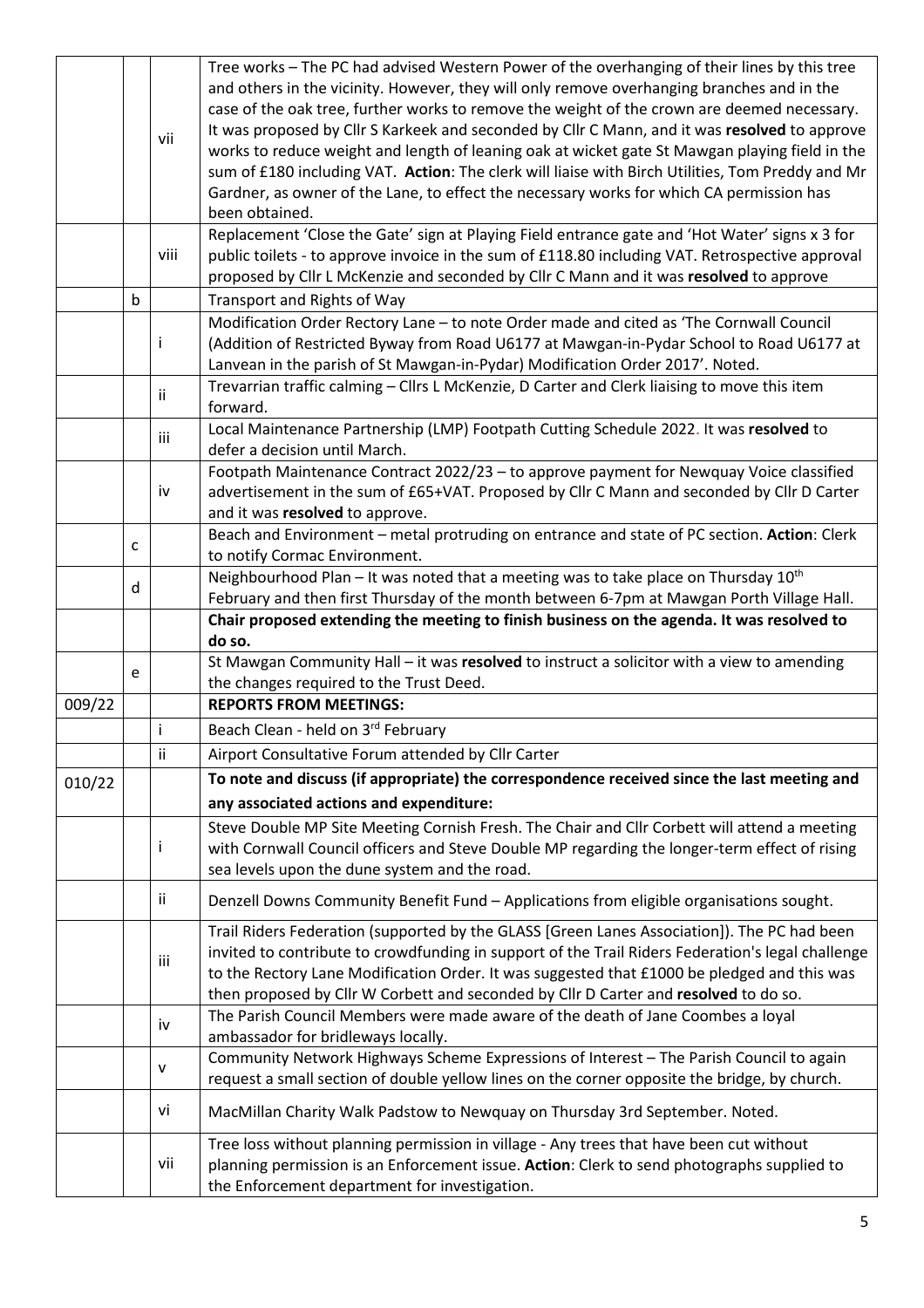| | | | |
|---|---|---|---|
| | | vii | Tree works – The PC had advised Western Power of the overhanging of their lines by this tree and others in the vicinity. However, they will only remove overhanging branches and in the case of the oak tree, further works to remove the weight of the crown are deemed necessary. It was proposed by Cllr S Karkeek and seconded by Cllr C Mann, and it was **resolved** to approve works to reduce weight and length of leaning oak at wicket gate St Mawgan playing field in the sum of £180 including VAT. **Action**: The clerk will liaise with Birch Utilities, Tom Preddy and Mr Gardner, as owner of the Lane, to effect the necessary works for which CA permission has been obtained. |
| | | viii | Replacement 'Close the Gate' sign at Playing Field entrance gate and 'Hot Water' signs x 3 for public toilets - to approve invoice in the sum of £118.80 including VAT. Retrospective approval proposed by Cllr L McKenzie and seconded by Cllr C Mann and it was **resolved** to approve |
| | b | | Transport and Rights of Way |
| | | i | Modification Order Rectory Lane – to note Order made and cited as 'The Cornwall Council (Addition of Restricted Byway from Road U6177 at Mawgan-in-Pydar School to Road U6177 at Lanvean in the parish of St Mawgan-in-Pydar) Modification Order 2017'. Noted. |
| | | ii | Trevarrian traffic calming – Cllrs L McKenzie, D Carter and Clerk liaising to move this item forward. |
| | | iii | Local Maintenance Partnership (LMP) Footpath Cutting Schedule 2022. It was **resolved** to defer a decision until March. |
| | | iv | Footpath Maintenance Contract 2022/23 – to approve payment for Newquay Voice classified advertisement in the sum of £65+VAT. Proposed by Cllr C Mann and seconded by Cllr D Carter and it was **resolved** to approve. |
| | c | | Beach and Environment – metal protruding on entrance and state of PC section. **Action**: Clerk to notify Cormac Environment. |
| | d | | Neighbourhood Plan – It was noted that a meeting was to take place on Thursday 10th February and then first Thursday of the month between 6-7pm at Mawgan Porth Village Hall. |
| | | | **Chair proposed extending the meeting to finish business on the agenda. It was resolved to do so.** |
| | e | | St Mawgan Community Hall – it was **resolved** to instruct a solicitor with a view to amending the changes required to the Trust Deed. |
| 009/22 | | | **REPORTS FROM MEETINGS:** |
| | | i | Beach Clean - held on 3rd February |
| | | ii | Airport Consultative Forum attended by Cllr Carter |
| 010/22 | | | **To note and discuss (if appropriate) the correspondence received since the last meeting and any associated actions and expenditure:** |
| | | i | Steve Double MP Site Meeting Cornish Fresh. The Chair and Cllr Corbett will attend a meeting with Cornwall Council officers and Steve Double MP regarding the longer-term effect of rising sea levels upon the dune system and the road. |
| | | ii | Denzell Downs Community Benefit Fund – Applications from eligible organisations sought. |
| | | iii | Trail Riders Federation (supported by the GLASS [Green Lanes Association]). The PC had been invited to contribute to crowdfunding in support of the Trail Riders Federation's legal challenge to the Rectory Lane Modification Order. It was suggested that £1000 be pledged and this was then proposed by Cllr W Corbett and seconded by Cllr D Carter and **resolved** to do so. |
| | | iv | The Parish Council Members were made aware of the death of Jane Coombes a loyal ambassador for bridleways locally. |
| | | v | Community Network Highways Scheme Expressions of Interest – The Parish Council to again request a small section of double yellow lines on the corner opposite the bridge, by church. |
| | | vi | MacMillan Charity Walk Padstow to Newquay on Thursday 3rd September. Noted. |
| | | vii | Tree loss without planning permission in village - Any trees that have been cut without planning permission is an Enforcement issue. **Action**: Clerk to send photographs supplied to the Enforcement department for investigation. |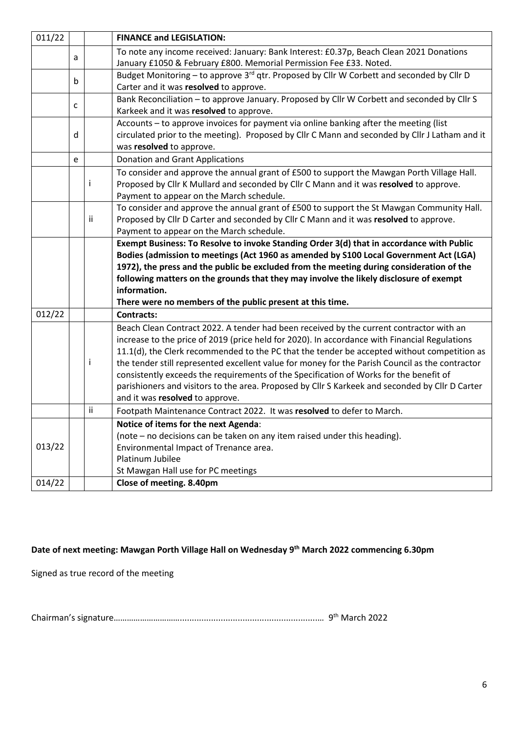| | | | |
|---|---|---|---|
| 011/22 | | | **FINANCE and LEGISLATION:** |
| | a | | To note any income received: January: Bank Interest: £0.37p, Beach Clean 2021 Donations January £1050 & February £800. Memorial Permission Fee £33. Noted. |
| | b | | Budget Monitoring – to approve 3rd qtr. Proposed by Cllr W Corbett and seconded by Cllr D Carter and it was **resolved** to approve. |
| | c | | Bank Reconciliation – to approve January. Proposed by Cllr W Corbett and seconded by Cllr S Karkeek and it was **resolved** to approve. |
| | d | | Accounts – to approve invoices for payment via online banking after the meeting (list circulated prior to the meeting). Proposed by Cllr C Mann and seconded by Cllr J Latham and it was **resolved** to approve. |
| | e | | Donation and Grant Applications |
| | | i | To consider and approve the annual grant of £500 to support the Mawgan Porth Village Hall. Proposed by Cllr K Mullard and seconded by Cllr C Mann and it was **resolved** to approve. Payment to appear on the March schedule. |
| | | ii | To consider and approve the annual grant of £500 to support the St Mawgan Community Hall. Proposed by Cllr D Carter and seconded by Cllr C Mann and it was **resolved** to approve. Payment to appear on the March schedule. |
| | | | **Exempt Business: To Resolve to invoke Standing Order 3(d) that in accordance with Public Bodies (admission to meetings (Act 1960 as amended by S100 Local Government Act (LGA) 1972), the press and the public be excluded from the meeting during consideration of the following matters on the grounds that they may involve the likely disclosure of exempt information.** **There were no members of the public present at this time.** |
| 012/22 | | | **Contracts:** |
| | | i | Beach Clean Contract 2022. A tender had been received by the current contractor with an increase to the price of 2019 (price held for 2020). In accordance with Financial Regulations 11.1(d), the Clerk recommended to the PC that the tender be accepted without competition as the tender still represented excellent value for money for the Parish Council as the contractor consistently exceeds the requirements of the Specification of Works for the benefit of parishioners and visitors to the area. Proposed by Cllr S Karkeek and seconded by Cllr D Carter and it was **resolved** to approve. |
| | | ii | Footpath Maintenance Contract 2022. It was **resolved** to defer to March. |
| 013/22 | | | **Notice of items for the next Agenda**: (note – no decisions can be taken on any item raised under this heading). Environmental Impact of Trenance area. Platinum Jubilee St Mawgan Hall use for PC meetings |
| 014/22 | | | **Close of meeting. 8.40pm** |

**Date of next meeting: Mawgan Porth Village Hall on Wednesday 9th March 2022 commencing 6.30pm**

Signed as true record of the meeting

Chairman's signature……………………………………………………………………………… 9th March 2022